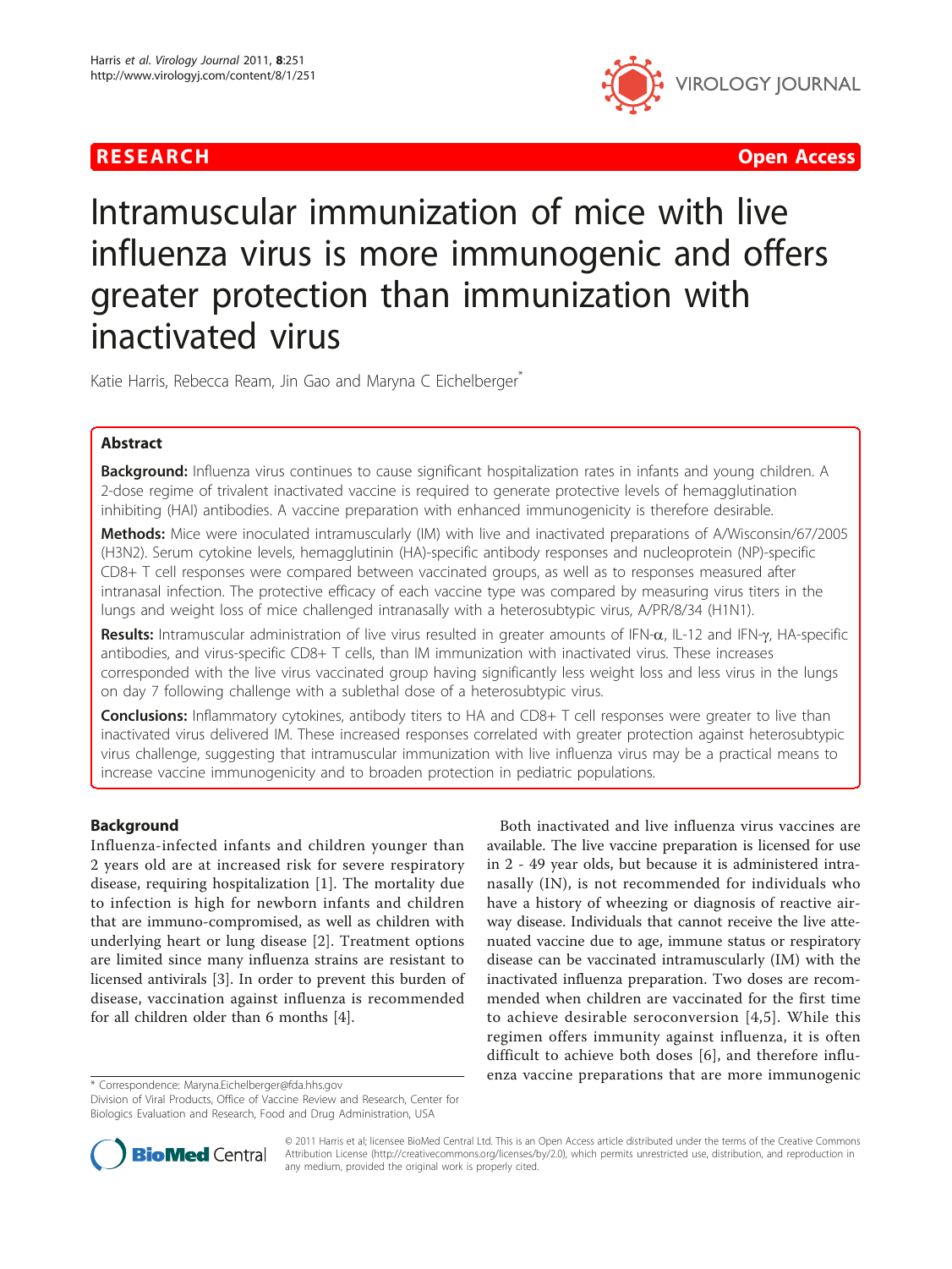RESEARCH Open Access

# Intramuscular immunization of mice with live influenza virus is more immunogenic and offers greater protection than immunization with inactivated virus

Katie Harris, Rebecca Ream, Jin Gao and Maryna C Eichelberger*

## Abstract

**Background:** Influenza virus continues to cause significant hospitalization rates in infants and young children. A 2-dose regime of trivalent inactivated vaccine is required to generate protective levels of hemagglutination inhibiting (HAI) antibodies. A vaccine preparation with enhanced immunogenicity is therefore desirable.

**Methods:** Mice were inoculated intramuscularly (IM) with live and inactivated preparations of A/Wisconsin/67/2005 (H3N2). Serum cytokine levels, hemagglutinin (HA)-specific antibody responses and nucleoprotein (NP)-specific CD8+ T cell responses were compared between vaccinated groups, as well as to responses measured after intranasal infection. The protective efficacy of each vaccine type was compared by measuring virus titers in the lungs and weight loss of mice challenged intranasally with a heterosubtypic virus, A/PR/8/34 (H1N1).

**Results:** Intramuscular administration of live virus resulted in greater amounts of IFN-$\alpha$, IL-12 and IFN-$\gamma$, HA-specific antibodies, and virus-specific CD8+ T cells, than IM immunization with inactivated virus. These increases corresponded with the live virus vaccinated group having significantly less weight loss and less virus in the lungs on day 7 following challenge with a sublethal dose of a heterosubtypic virus.

**Conclusions:** Inflammatory cytokines, antibody titers to HA and CD8+ T cell responses were greater to live than inactivated virus delivered IM. These increased responses correlated with greater protection against heterosubtypic virus challenge, suggesting that intramuscular immunization with live influenza virus may be a practical means to increase vaccine immunogenicity and to broaden protection in pediatric populations.

## Background

Influenza-infected infants and children younger than 2 years old are at increased risk for severe respiratory disease, requiring hospitalization [1]. The mortality due to infection is high for newborn infants and children that are immuno-compromised, as well as children with underlying heart or lung disease [2]. Treatment options are limited since many influenza strains are resistant to licensed antivirals [3]. In order to prevent this burden of disease, vaccination against influenza is recommended for all children older than 6 months [4].

Both inactivated and live influenza virus vaccines are available. The live vaccine preparation is licensed for use in 2 - 49 year olds, but because it is administered intranasally (IN), is not recommended for individuals who have a history of wheezing or diagnosis of reactive airway disease. Individuals that cannot receive the live attenuated vaccine due to age, immune status or respiratory disease can be vaccinated intramuscularly (IM) with the inactivated influenza preparation. Two doses are recommended when children are vaccinated for the first time to achieve desirable seroconversion [4,5]. While this regimen offers immunity against influenza, it is often difficult to achieve both doses [6], and therefore influenza vaccine preparations that are more immunogenic

* Correspondence: Maryna.Eichelberger@fda.hhs.gov
Division of Viral Products, Office of Vaccine Review and Research, Center for Biologics Evaluation and Research, Food and Drug Administration, USA

© 2011 Harris et al; licensee BioMed Central Ltd. This is an Open Access article distributed under the terms of the Creative Commons Attribution License (http://creativecommons.org/licenses/by/2.0), which permits unrestricted use, distribution, and reproduction in any medium, provided the original work is properly cited.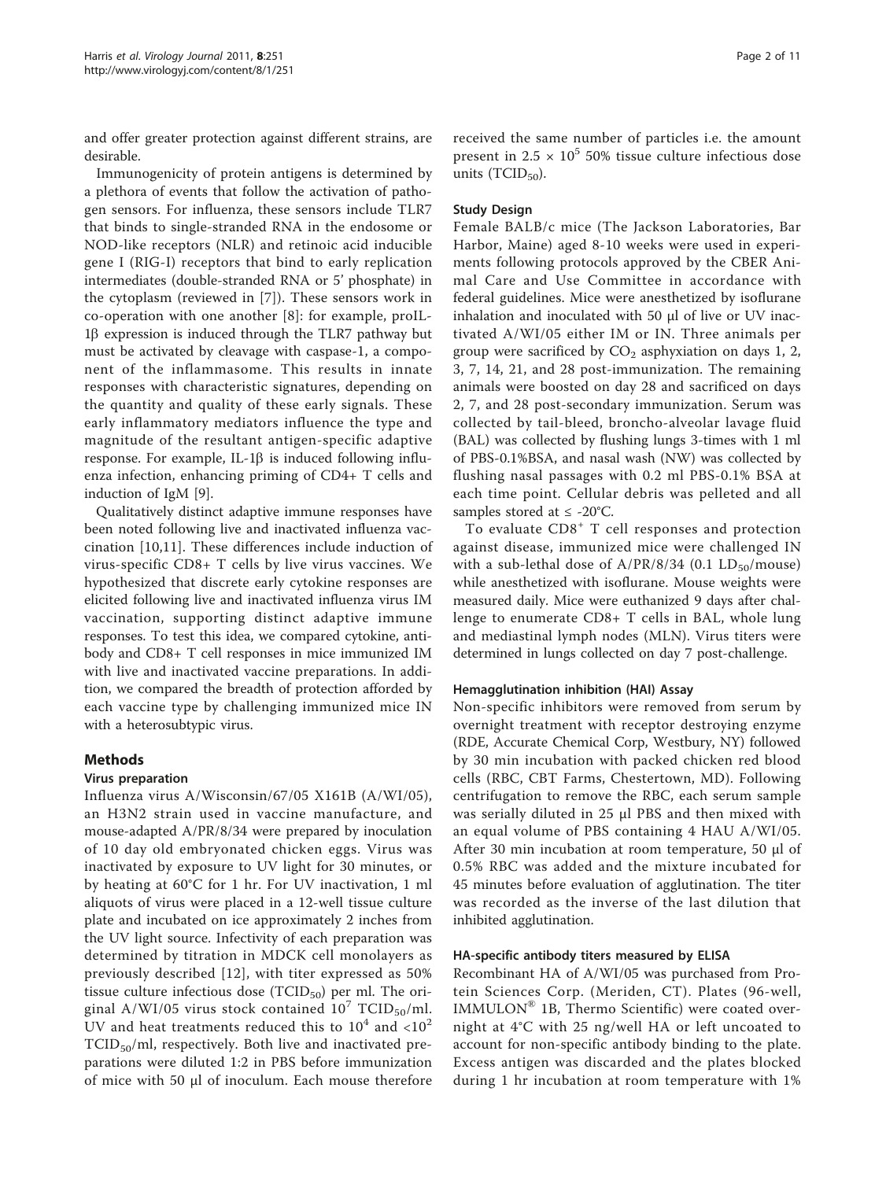and offer greater protection against different strains, are desirable.

Immunogenicity of protein antigens is determined by a plethora of events that follow the activation of pathogen sensors. For influenza, these sensors include TLR7 that binds to single-stranded RNA in the endosome or NOD-like receptors (NLR) and retinoic acid inducible gene I (RIG-I) receptors that bind to early replication intermediates (double-stranded RNA or 5' phosphate) in the cytoplasm (reviewed in [7]). These sensors work in co-operation with one another [8]: for example, proIL-1β expression is induced through the TLR7 pathway but must be activated by cleavage with caspase-1, a component of the inflammasome. This results in innate responses with characteristic signatures, depending on the quantity and quality of these early signals. These early inflammatory mediators influence the type and magnitude of the resultant antigen-specific adaptive response. For example, IL-1β is induced following influenza infection, enhancing priming of CD4+ T cells and induction of IgM [9].

Qualitatively distinct adaptive immune responses have been noted following live and inactivated influenza vaccination [10,11]. These differences include induction of virus-specific CD8+ T cells by live virus vaccines. We hypothesized that discrete early cytokine responses are elicited following live and inactivated influenza virus IM vaccination, supporting distinct adaptive immune responses. To test this idea, we compared cytokine, antibody and CD8+ T cell responses in mice immunized IM with live and inactivated vaccine preparations. In addition, we compared the breadth of protection afforded by each vaccine type by challenging immunized mice IN with a heterosubtypic virus.

## Methods

### Virus preparation

Influenza virus A/Wisconsin/67/05 X161B (A/WI/05), an H3N2 strain used in vaccine manufacture, and mouse-adapted A/PR/8/34 were prepared by inoculation of 10 day old embryonated chicken eggs. Virus was inactivated by exposure to UV light for 30 minutes, or by heating at 60°C for 1 hr. For UV inactivation, 1 ml aliquots of virus were placed in a 12-well tissue culture plate and incubated on ice approximately 2 inches from the UV light source. Infectivity of each preparation was determined by titration in MDCK cell monolayers as previously described [12], with titer expressed as 50% tissue culture infectious dose ($TCID_{50}$) per ml. The original A/WI/05 virus stock contained $10^7$ $TCID_{50}$/ml. UV and heat treatments reduced this to $10^4$ and $<10^2$ $TCID_{50}$/ml, respectively. Both live and inactivated preparations were diluted 1:2 in PBS before immunization of mice with 50 μl of inoculum. Each mouse therefore received the same number of particles i.e. the amount present in $2.5 \times 10^5$ 50% tissue culture infectious dose units ($TCID_{50}$).

### Study Design

Female BALB/c mice (The Jackson Laboratories, Bar Harbor, Maine) aged 8-10 weeks were used in experiments following protocols approved by the CBER Animal Care and Use Committee in accordance with federal guidelines. Mice were anesthetized by isoflurane inhalation and inoculated with 50 μl of live or UV inactivated A/WI/05 either IM or IN. Three animals per group were sacrificed by $CO_2$ asphyxiation on days 1, 2, 3, 7, 14, 21, and 28 post-immunization. The remaining animals were boosted on day 28 and sacrificed on days 2, 7, and 28 post-secondary immunization. Serum was collected by tail-bleed, broncho-alveolar lavage fluid (BAL) was collected by flushing lungs 3-times with 1 ml of PBS-0.1%BSA, and nasal wash (NW) was collected by flushing nasal passages with 0.2 ml PBS-0.1% BSA at each time point. Cellular debris was pelleted and all samples stored at ≤ -20°C.

To evaluate $CD8^+$ T cell responses and protection against disease, immunized mice were challenged IN with a sub-lethal dose of A/PR/8/34 (0.1 $LD_{50}$/mouse) while anesthetized with isoflurane. Mouse weights were measured daily. Mice were euthanized 9 days after challenge to enumerate CD8+ T cells in BAL, whole lung and mediastinal lymph nodes (MLN). Virus titers were determined in lungs collected on day 7 post-challenge.

### Hemagglutination inhibition (HAI) Assay

Non-specific inhibitors were removed from serum by overnight treatment with receptor destroying enzyme (RDE, Accurate Chemical Corp, Westbury, NY) followed by 30 min incubation with packed chicken red blood cells (RBC, CBT Farms, Chestertown, MD). Following centrifugation to remove the RBC, each serum sample was serially diluted in 25 μl PBS and then mixed with an equal volume of PBS containing 4 HAU A/WI/05. After 30 min incubation at room temperature, 50 μl of 0.5% RBC was added and the mixture incubated for 45 minutes before evaluation of agglutination. The titer was recorded as the inverse of the last dilution that inhibited agglutination.

### HA-specific antibody titers measured by ELISA

Recombinant HA of A/WI/05 was purchased from Protein Sciences Corp. (Meriden, CT). Plates (96-well, IMMULON® 1B, Thermo Scientific) were coated overnight at 4°C with 25 ng/well HA or left uncoated to account for non-specific antibody binding to the plate. Excess antigen was discarded and the plates blocked during 1 hr incubation at room temperature with 1%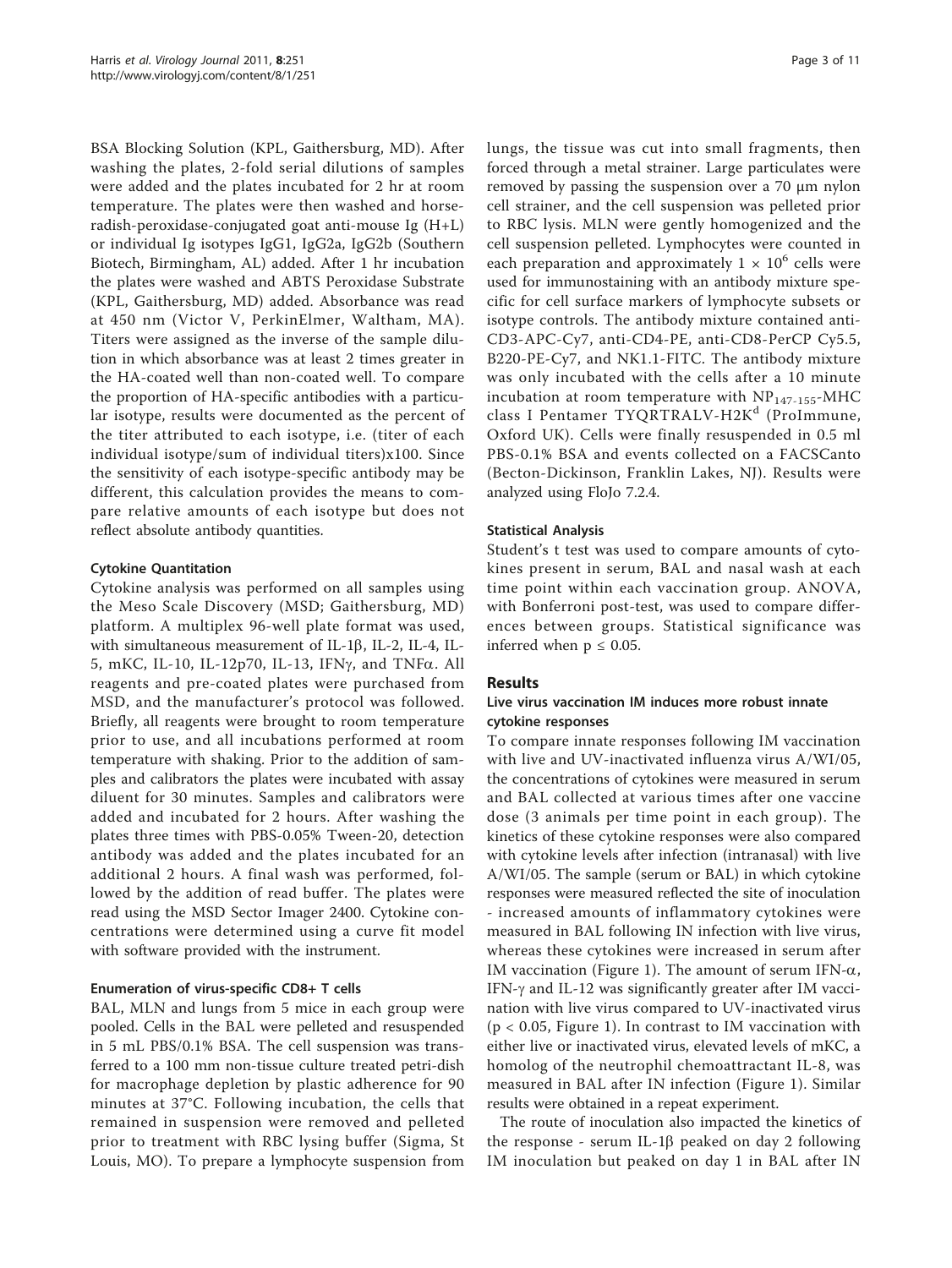BSA Blocking Solution (KPL, Gaithersburg, MD). After washing the plates, 2-fold serial dilutions of samples were added and the plates incubated for 2 hr at room temperature. The plates were then washed and horse-radish-peroxidase-conjugated goat anti-mouse Ig (H+L) or individual Ig isotypes IgG1, IgG2a, IgG2b (Southern Biotech, Birmingham, AL) added. After 1 hr incubation the plates were washed and ABTS Peroxidase Substrate (KPL, Gaithersburg, MD) added. Absorbance was read at 450 nm (Victor V, PerkinElmer, Waltham, MA). Titers were assigned as the inverse of the sample dilution in which absorbance was at least 2 times greater in the HA-coated well than non-coated well. To compare the proportion of HA-specific antibodies with a particular isotype, results were documented as the percent of the titer attributed to each isotype, i.e. (titer of each individual isotype/sum of individual titers)x100. Since the sensitivity of each isotype-specific antibody may be different, this calculation provides the means to compare relative amounts of each isotype but does not reflect absolute antibody quantities.

#### Cytokine Quantitation

Cytokine analysis was performed on all samples using the Meso Scale Discovery (MSD; Gaithersburg, MD) platform. A multiplex 96-well plate format was used, with simultaneous measurement of IL-1β, IL-2, IL-4, IL-5, mKC, IL-10, IL-12p70, IL-13, IFNγ, and TNFα. All reagents and pre-coated plates were purchased from MSD, and the manufacturer's protocol was followed. Briefly, all reagents were brought to room temperature prior to use, and all incubations performed at room temperature with shaking. Prior to the addition of samples and calibrators the plates were incubated with assay diluent for 30 minutes. Samples and calibrators were added and incubated for 2 hours. After washing the plates three times with PBS-0.05% Tween-20, detection antibody was added and the plates incubated for an additional 2 hours. A final wash was performed, followed by the addition of read buffer. The plates were read using the MSD Sector Imager 2400. Cytokine concentrations were determined using a curve fit model with software provided with the instrument.

#### Enumeration of virus-specific CD8+ T cells

BAL, MLN and lungs from 5 mice in each group were pooled. Cells in the BAL were pelleted and resuspended in 5 mL PBS/0.1% BSA. The cell suspension was transferred to a 100 mm non-tissue culture treated petri-dish for macrophage depletion by plastic adherence for 90 minutes at 37°C. Following incubation, the cells that remained in suspension were removed and pelleted prior to treatment with RBC lysing buffer (Sigma, St Louis, MO). To prepare a lymphocyte suspension from lungs, the tissue was cut into small fragments, then forced through a metal strainer. Large particulates were removed by passing the suspension over a 70 μm nylon cell strainer, and the cell suspension was pelleted prior to RBC lysis. MLN were gently homogenized and the cell suspension pelleted. Lymphocytes were counted in each preparation and approximately $1 \times 10^6$ cells were used for immunostaining with an antibody mixture specific for cell surface markers of lymphocyte subsets or isotype controls. The antibody mixture contained anti-CD3-APC-Cy7, anti-CD4-PE, anti-CD8-PerCP Cy5.5, B220-PE-Cy7, and NK1.1-FITC. The antibody mixture was only incubated with the cells after a 10 minute incubation at room temperature with $NP_{147-155}$-MHC class I Pentamer TYQRTRALV-H2K$^d$ (ProImmune, Oxford UK). Cells were finally resuspended in 0.5 ml PBS-0.1% BSA and events collected on a FACSCanto (Becton-Dickinson, Franklin Lakes, NJ). Results were analyzed using FloJo 7.2.4.

#### Statistical Analysis

Student's t test was used to compare amounts of cytokines present in serum, BAL and nasal wash at each time point within each vaccination group. ANOVA, with Bonferroni post-test, was used to compare differences between groups. Statistical significance was inferred when $p \leq 0.05$.

## Results

### Live virus vaccination IM induces more robust innate cytokine responses

To compare innate responses following IM vaccination with live and UV-inactivated influenza virus A/WI/05, the concentrations of cytokines were measured in serum and BAL collected at various times after one vaccine dose (3 animals per time point in each group). The kinetics of these cytokine responses were also compared with cytokine levels after infection (intranasal) with live A/WI/05. The sample (serum or BAL) in which cytokine responses were measured reflected the site of inoculation - increased amounts of inflammatory cytokines were measured in BAL following IN infection with live virus, whereas these cytokines were increased in serum after IM vaccination (Figure 1). The amount of serum IFN-α, IFN-γ and IL-12 was significantly greater after IM vaccination with live virus compared to UV-inactivated virus ($p < 0.05$, Figure 1). In contrast to IM vaccination with either live or inactivated virus, elevated levels of mKC, a homolog of the neutrophil chemoattractant IL-8, was measured in BAL after IN infection (Figure 1). Similar results were obtained in a repeat experiment.

The route of inoculation also impacted the kinetics of the response - serum IL-1β peaked on day 2 following IM inoculation but peaked on day 1 in BAL after IN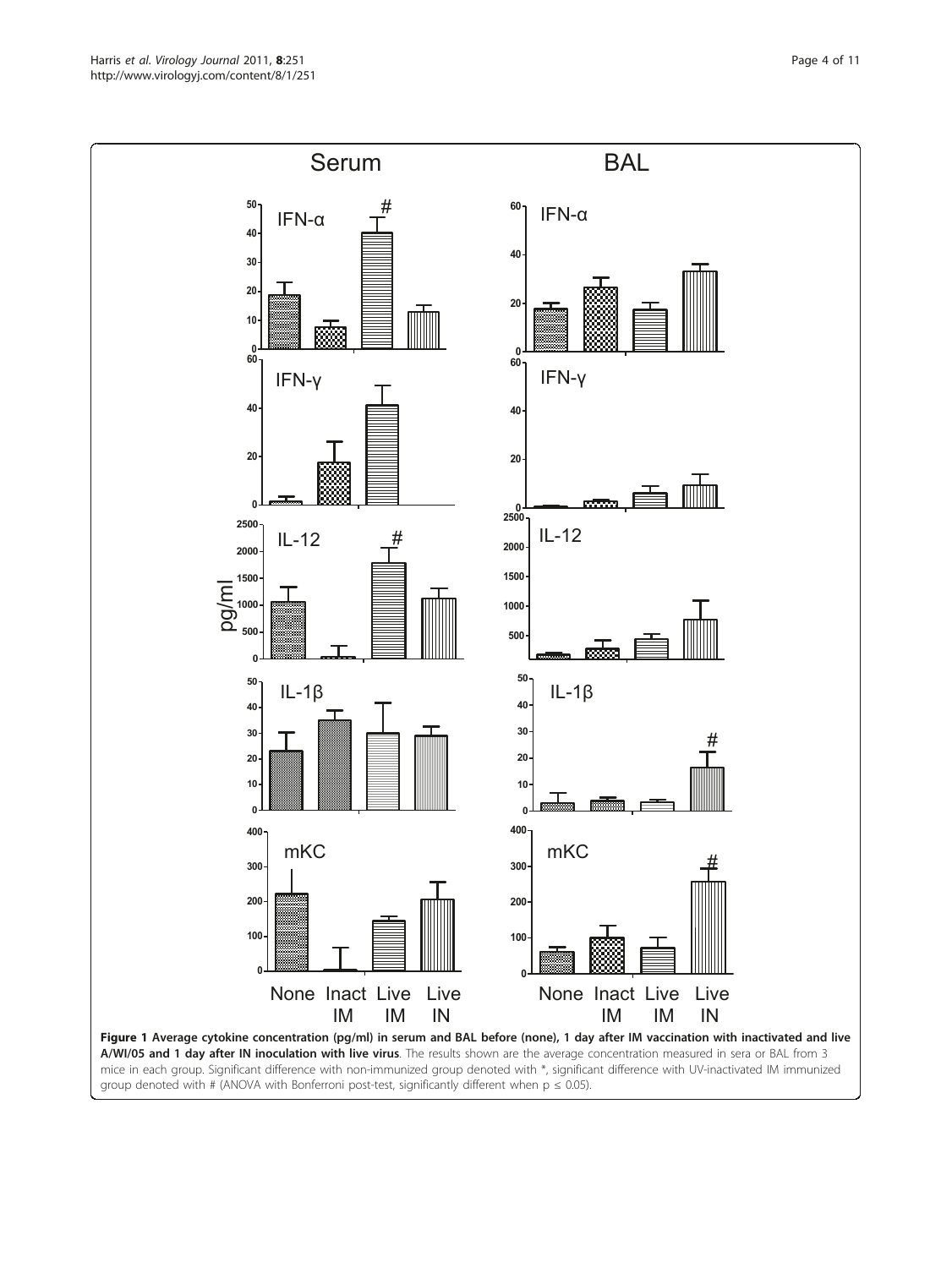**Figure 1 Average cytokine concentration (pg/ml) in serum and BAL before (none), 1 day after IM vaccination with inactivated and live A/WI/05 and 1 day after IN inoculation with live virus**. The results shown are the average concentration measured in sera or BAL from 3 mice in each group. Significant difference with non-immunized group denoted with *, significant difference with UV-inactivated IM immunized group denoted with # (ANOVA with Bonferroni post-test, significantly different when p ≤ 0.05).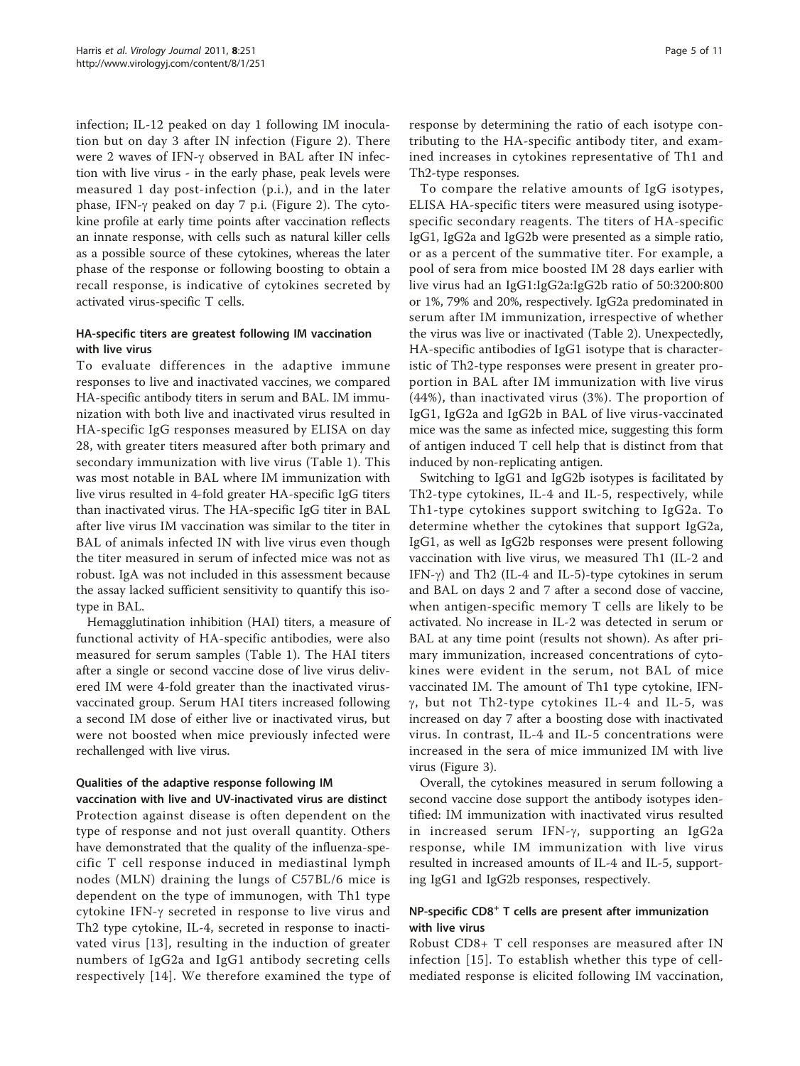infection; IL-12 peaked on day 1 following IM inoculation but on day 3 after IN infection (Figure 2). There were 2 waves of IFN-γ observed in BAL after IN infection with live virus - in the early phase, peak levels were measured 1 day post-infection (p.i.), and in the later phase, IFN-γ peaked on day 7 p.i. (Figure 2). The cytokine profile at early time points after vaccination reflects an innate response, with cells such as natural killer cells as a possible source of these cytokines, whereas the later phase of the response or following boosting to obtain a recall response, is indicative of cytokines secreted by activated virus-specific T cells.

### HA-specific titers are greatest following IM vaccination with live virus

To evaluate differences in the adaptive immune responses to live and inactivated vaccines, we compared HA-specific antibody titers in serum and BAL. IM immunization with both live and inactivated virus resulted in HA-specific IgG responses measured by ELISA on day 28, with greater titers measured after both primary and secondary immunization with live virus (Table 1). This was most notable in BAL where IM immunization with live virus resulted in 4-fold greater HA-specific IgG titers than inactivated virus. The HA-specific IgG titer in BAL after live virus IM vaccination was similar to the titer in BAL of animals infected IN with live virus even though the titer measured in serum of infected mice was not as robust. IgA was not included in this assessment because the assay lacked sufficient sensitivity to quantify this isotype in BAL.

Hemagglutination inhibition (HAI) titers, a measure of functional activity of HA-specific antibodies, were also measured for serum samples (Table 1). The HAI titers after a single or second vaccine dose of live virus delivered IM were 4-fold greater than the inactivated virus-vaccinated group. Serum HAI titers increased following a second IM dose of either live or inactivated virus, but were not boosted when mice previously infected were rechallenged with live virus.

### Qualities of the adaptive response following IM vaccination with live and UV-inactivated virus are distinct

Protection against disease is often dependent on the type of response and not just overall quantity. Others have demonstrated that the quality of the influenza-specific T cell response induced in mediastinal lymph nodes (MLN) draining the lungs of C57BL/6 mice is dependent on the type of immunogen, with Th1 type cytokine IFN-γ secreted in response to live virus and Th2 type cytokine, IL-4, secreted in response to inactivated virus [13], resulting in the induction of greater numbers of IgG2a and IgG1 antibody secreting cells respectively [14]. We therefore examined the type of response by determining the ratio of each isotype contributing to the HA-specific antibody titer, and examined increases in cytokines representative of Th1 and Th2-type responses.

To compare the relative amounts of IgG isotypes, ELISA HA-specific titers were measured using isotype-specific secondary reagents. The titers of HA-specific IgG1, IgG2a and IgG2b were presented as a simple ratio, or as a percent of the summative titer. For example, a pool of sera from mice boosted IM 28 days earlier with live virus had an IgG1:IgG2a:IgG2b ratio of 50:3200:800 or 1%, 79% and 20%, respectively. IgG2a predominated in serum after IM immunization, irrespective of whether the virus was live or inactivated (Table 2). Unexpectedly, HA-specific antibodies of IgG1 isotype that is characteristic of Th2-type responses were present in greater proportion in BAL after IM immunization with live virus (44%), than inactivated virus (3%). The proportion of IgG1, IgG2a and IgG2b in BAL of live virus-vaccinated mice was the same as infected mice, suggesting this form of antigen induced T cell help that is distinct from that induced by non-replicating antigen.

Switching to IgG1 and IgG2b isotypes is facilitated by Th2-type cytokines, IL-4 and IL-5, respectively, while Th1-type cytokines support switching to IgG2a. To determine whether the cytokines that support IgG2a, IgG1, as well as IgG2b responses were present following vaccination with live virus, we measured Th1 (IL-2 and IFN-γ) and Th2 (IL-4 and IL-5)-type cytokines in serum and BAL on days 2 and 7 after a second dose of vaccine, when antigen-specific memory T cells are likely to be activated. No increase in IL-2 was detected in serum or BAL at any time point (results not shown). As after primary immunization, increased concentrations of cytokines were evident in the serum, not BAL of mice vaccinated IM. The amount of Th1 type cytokine, IFN-γ, but not Th2-type cytokines IL-4 and IL-5, was increased on day 7 after a boosting dose with inactivated virus. In contrast, IL-4 and IL-5 concentrations were increased in the sera of mice immunized IM with live virus (Figure 3).

Overall, the cytokines measured in serum following a second vaccine dose support the antibody isotypes identified: IM immunization with inactivated virus resulted in increased serum IFN-γ, supporting an IgG2a response, while IM immunization with live virus resulted in increased amounts of IL-4 and IL-5, supporting IgG1 and IgG2b responses, respectively.

### NP-specific $CD8^+$ T cells are present after immunization with live virus

Robust CD8+ T cell responses are measured after IN infection [15]. To establish whether this type of cell-mediated response is elicited following IM vaccination,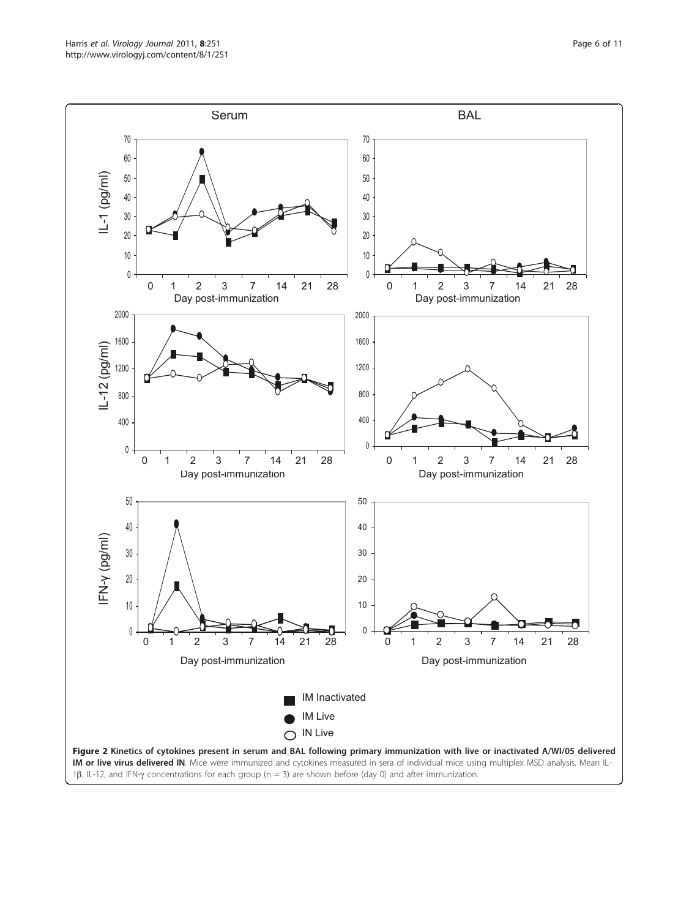**Figure 2 Kinetics of cytokines present in serum and BAL following primary immunization with live or inactivated A/WI/05 delivered IM or live virus delivered IN**. Mice were immunized and cytokines measured in sera of individual mice using multiplex MSD analysis. Mean IL-1β, IL-12, and IFN-γ concentrations for each group (n = 3) are shown before (day 0) and after immunization.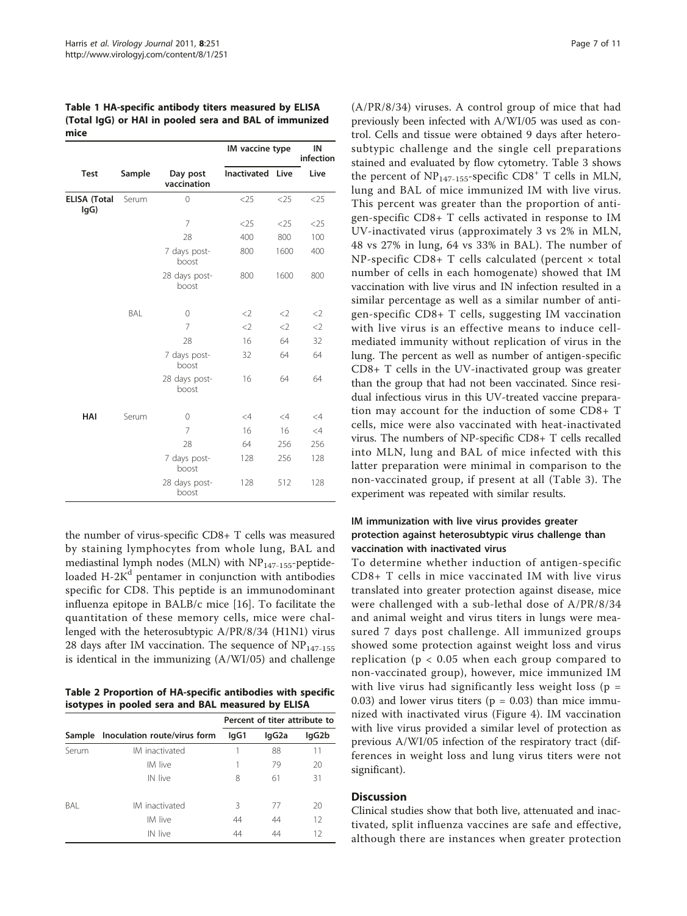**Table 1 HA-specific antibody titers measured by ELISA (Total IgG) or HAI in pooled sera and BAL of immunized mice**

| Test | Sample | Day post vaccination | IM vaccine type | | IN infection |
|---|---|---|---|---|---|
| | | | Inactivated | Live | Live |
| ELISA (Total IgG) | Serum | 0 | <25 | <25 | <25 |
| | | 7 | <25 | <25 | <25 |
| | | 28 | 400 | 800 | 100 |
| | | 7 days post-boost | 800 | 1600 | 400 |
| | | 28 days post-boost | 800 | 1600 | 800 |
| | BAL | 0 | <2 | <2 | <2 |
| | | 7 | <2 | <2 | <2 |
| | | 28 | 16 | 64 | 32 |
| | | 7 days post-boost | 32 | 64 | 64 |
| | | 28 days post-boost | 16 | 64 | 64 |
| HAI | Serum | 0 | <4 | <4 | <4 |
| | | 7 | 16 | 16 | <4 |
| | | 28 | 64 | 256 | 256 |
| | | 7 days post-boost | 128 | 256 | 128 |
| | | 28 days post-boost | 128 | 512 | 128 |

the number of virus-specific CD8+ T cells was measured by staining lymphocytes from whole lung, BAL and mediastinal lymph nodes (MLN) with $NP_{147-155}$-peptide-loaded H-$2K^d$ pentamer in conjunction with antibodies specific for CD8. This peptide is an immunodominant influenza epitope in BALB/c mice [16]. To facilitate the quantitation of these memory cells, mice were challenged with the heterosubtypic A/PR/8/34 (H1N1) virus 28 days after IM vaccination. The sequence of $NP_{147-155}$ is identical in the immunizing (A/WI/05) and challenge

**Table 2 Proportion of HA-specific antibodies with specific isotypes in pooled sera and BAL measured by ELISA**

| Sample | Inoculation route/virus form | Percent of titer attribute to | | |
|---|---|---|---|---|
| | | IgG1 | IgG2a | IgG2b |
| Serum | IM inactivated | 1 | 88 | 11 |
| | IM live | 1 | 79 | 20 |
| | IN live | 8 | 61 | 31 |
| BAL | IM inactivated | 3 | 77 | 20 |
| | IM live | 44 | 44 | 12 |
| | IN live | 44 | 44 | 12 |

(A/PR/8/34) viruses. A control group of mice that had previously been infected with A/WI/05 was used as control. Cells and tissue were obtained 9 days after heterosubtypic challenge and the single cell preparations stained and evaluated by flow cytometry. Table 3 shows the percent of $NP_{147-155}$-specific $CD8^+$ T cells in MLN, lung and BAL of mice immunized IM with live virus. This percent was greater than the proportion of antigen-specific CD8+ T cells activated in response to IM UV-inactivated virus (approximately 3 vs 2% in MLN, 48 vs 27% in lung, 64 vs 33% in BAL). The number of NP-specific CD8+ T cells calculated (percent × total number of cells in each homogenate) showed that IM vaccination with live virus and IN infection resulted in a similar percentage as well as a similar number of antigen-specific CD8+ T cells, suggesting IM vaccination with live virus is an effective means to induce cell-mediated immunity without replication of virus in the lung. The percent as well as number of antigen-specific CD8+ T cells in the UV-inactivated group was greater than the group that had not been vaccinated. Since residual infectious virus in this UV-treated vaccine preparation may account for the induction of some CD8+ T cells, mice were also vaccinated with heat-inactivated virus. The numbers of NP-specific CD8+ T cells recalled into MLN, lung and BAL of mice infected with this latter preparation were minimal in comparison to the non-vaccinated group, if present at all (Table 3). The experiment was repeated with similar results.

### IM immunization with live virus provides greater protection against heterosubtypic virus challenge than vaccination with inactivated virus

To determine whether induction of antigen-specific CD8+ T cells in mice vaccinated IM with live virus translated into greater protection against disease, mice were challenged with a sub-lethal dose of A/PR/8/34 and animal weight and virus titers in lungs were measured 7 days post challenge. All immunized groups showed some protection against weight loss and virus replication ($p < 0.05$ when each group compared to non-vaccinated group), however, mice immunized IM with live virus had significantly less weight loss ($p = 0.03$) and lower virus titers ($p = 0.03$) than mice immunized with inactivated virus (Figure 4). IM vaccination with live virus provided a similar level of protection as previous A/WI/05 infection of the respiratory tract (differences in weight loss and lung virus titers were not significant).

## Discussion

Clinical studies show that both live, attenuated and inactivated, split influenza vaccines are safe and effective, although there are instances when greater protection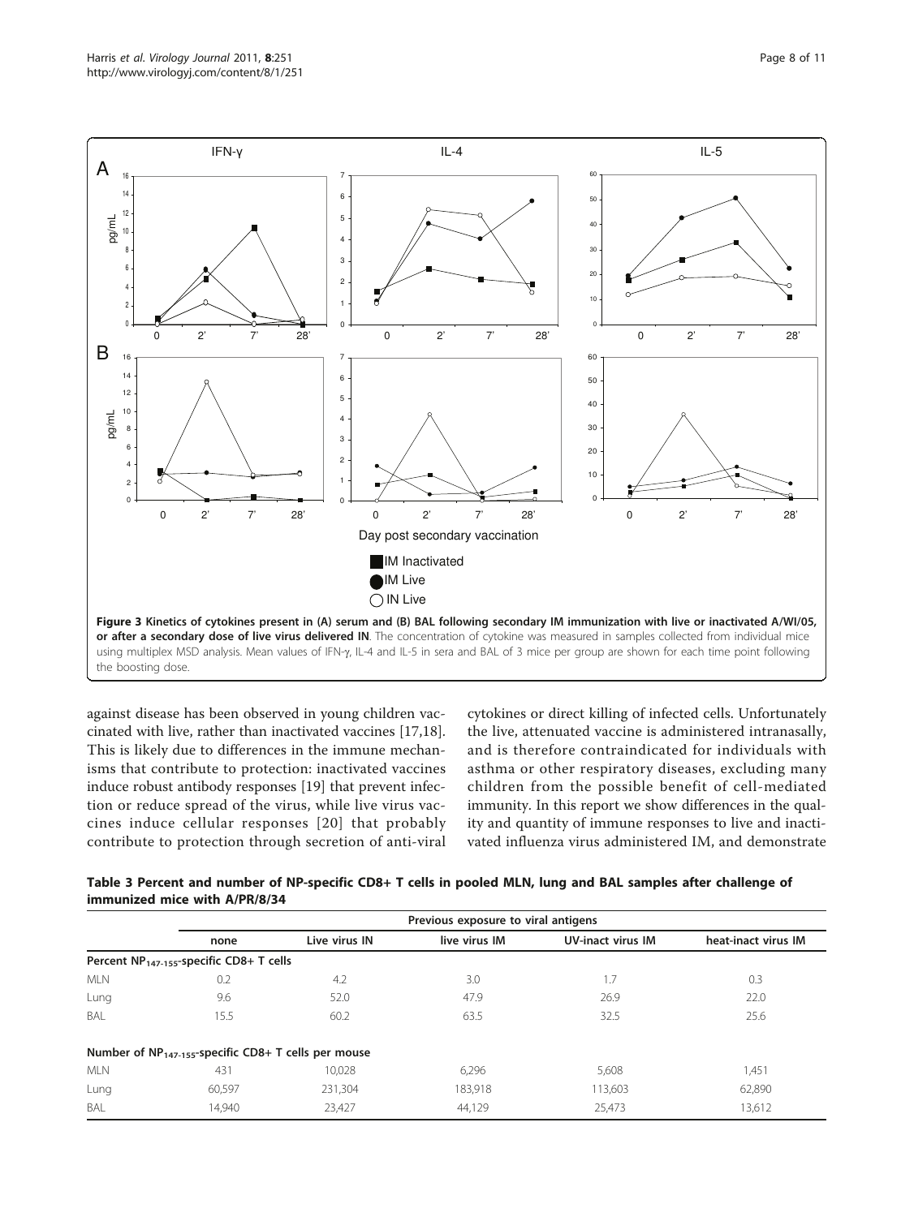**Figure 3 Kinetics of cytokines present in (A) serum and (B) BAL following secondary IM immunization with live or inactivated A/WI/05, or after a secondary dose of live virus delivered IN**. The concentration of cytokine was measured in samples collected from individual mice using multiplex MSD analysis. Mean values of IFN-γ, IL-4 and IL-5 in sera and BAL of 3 mice per group are shown for each time point following the boosting dose.

against disease has been observed in young children vaccinated with live, rather than inactivated vaccines [17,18]. This is likely due to differences in the immune mechanisms that contribute to protection: inactivated vaccines induce robust antibody responses [19] that prevent infection or reduce spread of the virus, while live virus vaccines induce cellular responses [20] that probably contribute to protection through secretion of anti-viral cytokines or direct killing of infected cells. Unfortunately the live, attenuated vaccine is administered intranasally, and is therefore contraindicated for individuals with asthma or other respiratory diseases, excluding many children from the possible benefit of cell-mediated immunity. In this report we show differences in the quality and quantity of immune responses to live and inactivated influenza virus administered IM, and demonstrate

**Table 3 Percent and number of NP-specific CD8+ T cells in pooled MLN, lung and BAL samples after challenge of immunized mice with A/PR/8/34**

| | Previous exposure to viral antigens | | | | |
|---|---|---|---|---|---|
| | none | Live virus IN | live virus IM | UV-inact virus IM | heat-inact virus IM |
| **Percent $NP_{147-155}$-specific CD8+ T cells** | | | | | |
| MLN | 0.2 | 4.2 | 3.0 | 1.7 | 0.3 |
| Lung | 9.6 | 52.0 | 47.9 | 26.9 | 22.0 |
| BAL | 15.5 | 60.2 | 63.5 | 32.5 | 25.6 |
| **Number of $NP_{147-155}$-specific CD8+ T cells per mouse** | | | | | |
| MLN | 431 | 10,028 | 6,296 | 5,608 | 1,451 |
| Lung | 60,597 | 231,304 | 183,918 | 113,603 | 62,890 |
| BAL | 14,940 | 23,427 | 44,129 | 25,473 | 13,612 |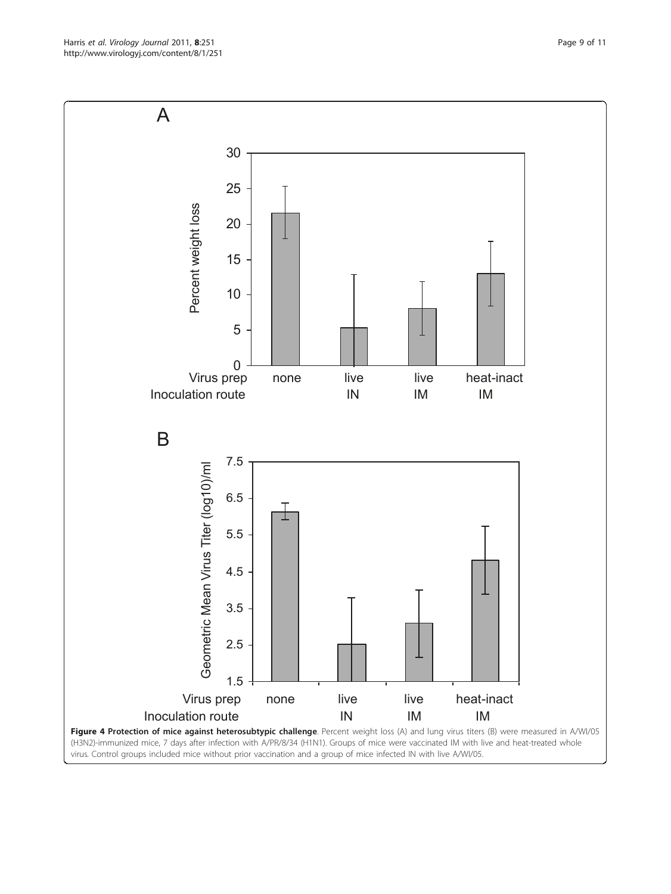**Figure 4 Protection of mice against heterosubtypic challenge**. Percent weight loss (A) and lung virus titers (B) were measured in A/WI/05 (H3N2)-immunized mice, 7 days after infection with A/PR/8/34 (H1N1). Groups of mice were vaccinated IM with live and heat-treated whole virus. Control groups included mice without prior vaccination and a group of mice infected IN with live A/WI/05.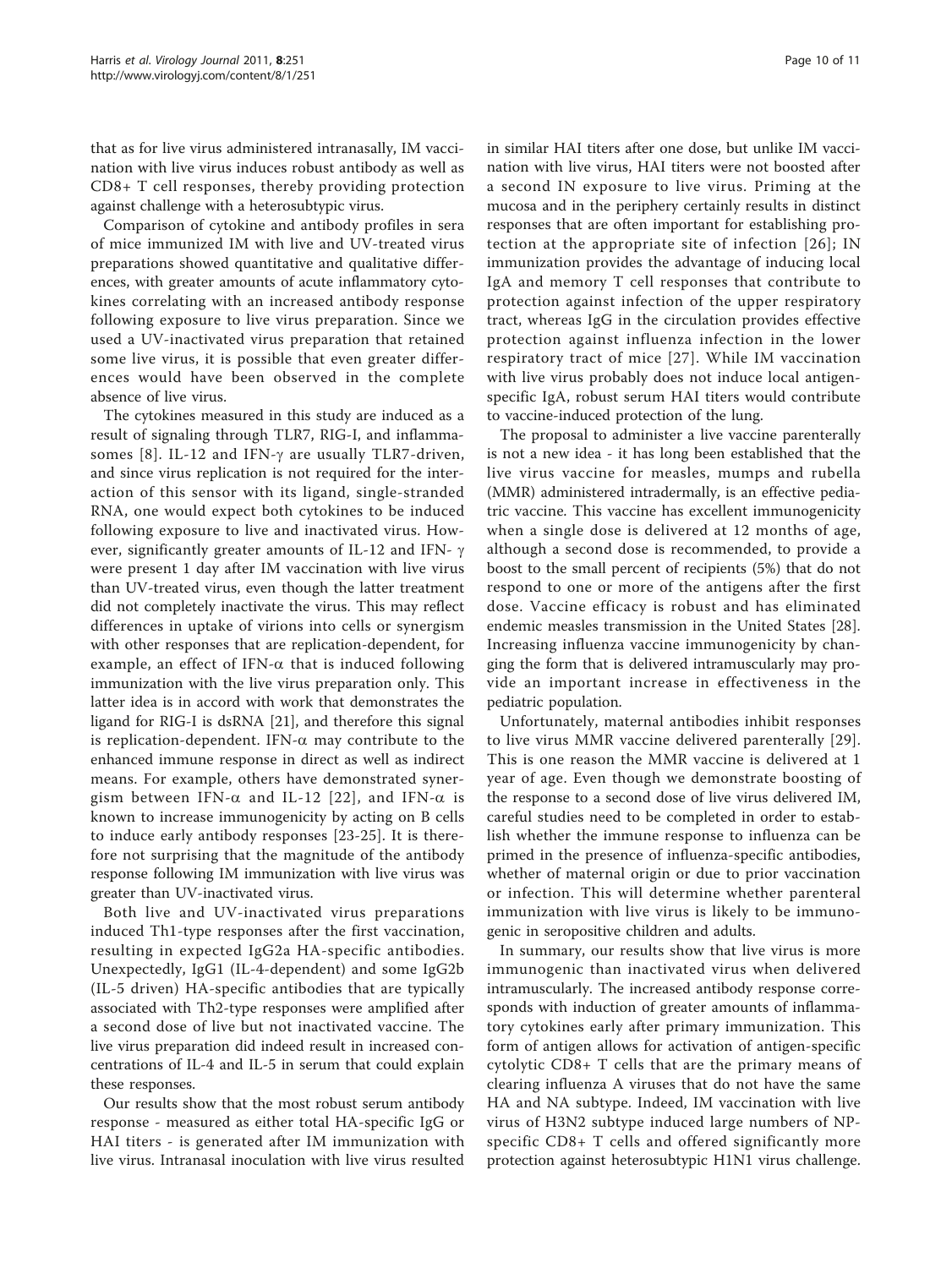that as for live virus administered intranasally, IM vaccination with live virus induces robust antibody as well as CD8+ T cell responses, thereby providing protection against challenge with a heterosubtypic virus.

Comparison of cytokine and antibody profiles in sera of mice immunized IM with live and UV-treated virus preparations showed quantitative and qualitative differences, with greater amounts of acute inflammatory cytokines correlating with an increased antibody response following exposure to live virus preparation. Since we used a UV-inactivated virus preparation that retained some live virus, it is possible that even greater differences would have been observed in the complete absence of live virus.

The cytokines measured in this study are induced as a result of signaling through TLR7, RIG-I, and inflammasomes [8]. IL-12 and IFN-γ are usually TLR7-driven, and since virus replication is not required for the interaction of this sensor with its ligand, single-stranded RNA, one would expect both cytokines to be induced following exposure to live and inactivated virus. However, significantly greater amounts of IL-12 and IFN- γ were present 1 day after IM vaccination with live virus than UV-treated virus, even though the latter treatment did not completely inactivate the virus. This may reflect differences in uptake of virions into cells or synergism with other responses that are replication-dependent, for example, an effect of IFN-α that is induced following immunization with the live virus preparation only. This latter idea is in accord with work that demonstrates the ligand for RIG-I is dsRNA [21], and therefore this signal is replication-dependent. IFN-α may contribute to the enhanced immune response in direct as well as indirect means. For example, others have demonstrated synergism between IFN-α and IL-12 [22], and IFN-α is known to increase immunogenicity by acting on B cells to induce early antibody responses [23-25]. It is therefore not surprising that the magnitude of the antibody response following IM immunization with live virus was greater than UV-inactivated virus.

Both live and UV-inactivated virus preparations induced Th1-type responses after the first vaccination, resulting in expected IgG2a HA-specific antibodies. Unexpectedly, IgG1 (IL-4-dependent) and some IgG2b (IL-5 driven) HA-specific antibodies that are typically associated with Th2-type responses were amplified after a second dose of live but not inactivated vaccine. The live virus preparation did indeed result in increased concentrations of IL-4 and IL-5 in serum that could explain these responses.

Our results show that the most robust serum antibody response - measured as either total HA-specific IgG or HAI titers - is generated after IM immunization with live virus. Intranasal inoculation with live virus resulted in similar HAI titers after one dose, but unlike IM vaccination with live virus, HAI titers were not boosted after a second IN exposure to live virus. Priming at the mucosa and in the periphery certainly results in distinct responses that are often important for establishing protection at the appropriate site of infection [26]; IN immunization provides the advantage of inducing local IgA and memory T cell responses that contribute to protection against infection of the upper respiratory tract, whereas IgG in the circulation provides effective protection against influenza infection in the lower respiratory tract of mice [27]. While IM vaccination with live virus probably does not induce local antigen-specific IgA, robust serum HAI titers would contribute to vaccine-induced protection of the lung.

The proposal to administer a live vaccine parenterally is not a new idea - it has long been established that the live virus vaccine for measles, mumps and rubella (MMR) administered intradermally, is an effective pediatric vaccine. This vaccine has excellent immunogenicity when a single dose is delivered at 12 months of age, although a second dose is recommended, to provide a boost to the small percent of recipients (5%) that do not respond to one or more of the antigens after the first dose. Vaccine efficacy is robust and has eliminated endemic measles transmission in the United States [28]. Increasing influenza vaccine immunogenicity by changing the form that is delivered intramuscularly may provide an important increase in effectiveness in the pediatric population.

Unfortunately, maternal antibodies inhibit responses to live virus MMR vaccine delivered parenterally [29]. This is one reason the MMR vaccine is delivered at 1 year of age. Even though we demonstrate boosting of the response to a second dose of live virus delivered IM, careful studies need to be completed in order to establish whether the immune response to influenza can be primed in the presence of influenza-specific antibodies, whether of maternal origin or due to prior vaccination or infection. This will determine whether parenteral immunization with live virus is likely to be immunogenic in seropositive children and adults.

In summary, our results show that live virus is more immunogenic than inactivated virus when delivered intramuscularly. The increased antibody response corresponds with induction of greater amounts of inflammatory cytokines early after primary immunization. This form of antigen allows for activation of antigen-specific cytolytic CD8+ T cells that are the primary means of clearing influenza A viruses that do not have the same HA and NA subtype. Indeed, IM vaccination with live virus of H3N2 subtype induced large numbers of NP-specific CD8+ T cells and offered significantly more protection against heterosubtypic H1N1 virus challenge.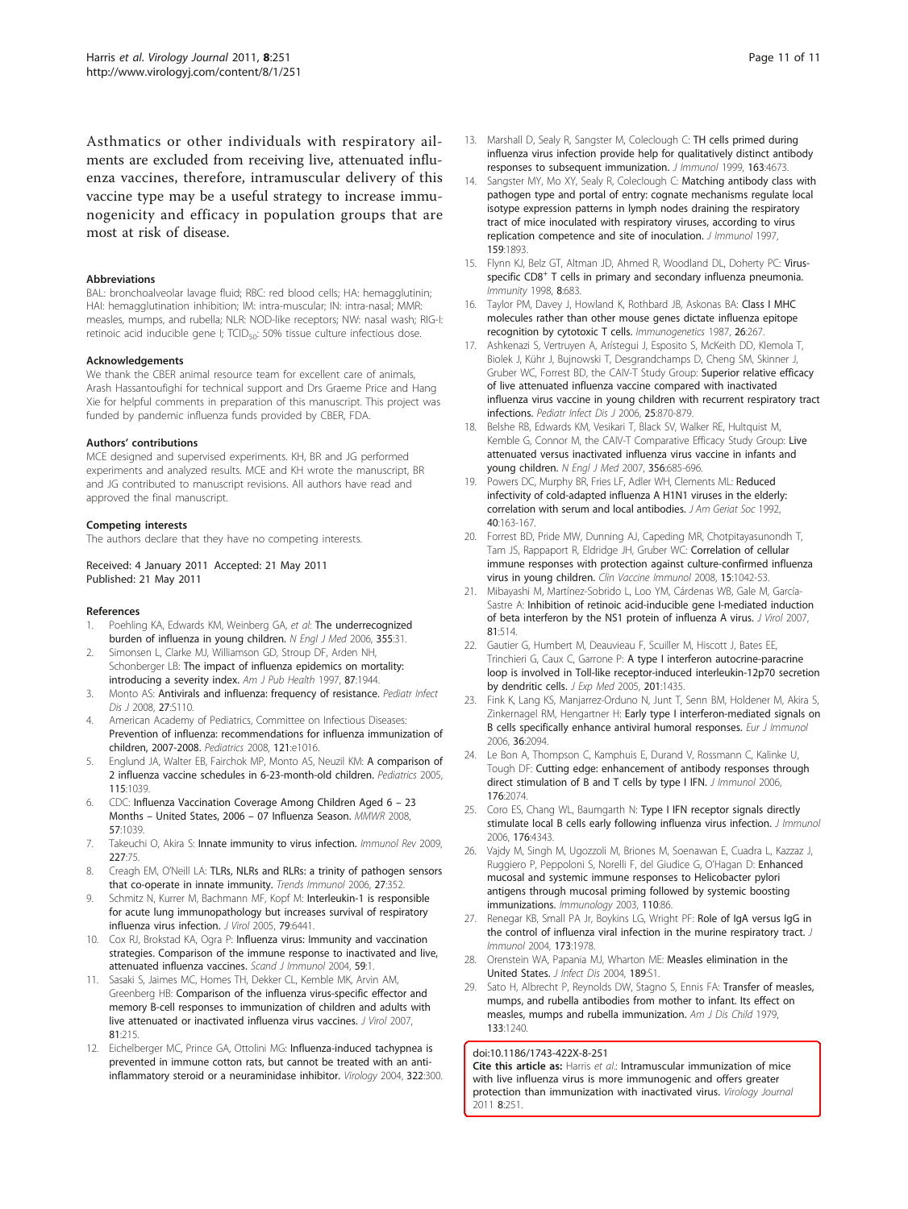Asthmatics or other individuals with respiratory ailments are excluded from receiving live, attenuated influenza vaccines, therefore, intramuscular delivery of this vaccine type may be a useful strategy to increase immunogenicity and efficacy in population groups that are most at risk of disease.

### Abbreviations

BAL: bronchoalveolar lavage fluid; RBC: red blood cells; HA: hemagglutinin; HAI: hemagglutination inhibition; IM: intra-muscular; IN: intra-nasal; MMR: measles, mumps, and rubella; NLR: NOD-like receptors; NW: nasal wash; RIG-I: retinoic acid inducible gene I; $TCID_{50}$: 50% tissue culture infectious dose.

### Acknowledgements

We thank the CBER animal resource team for excellent care of animals, Arash Hassantoufighi for technical support and Drs Graeme Price and Hang Xie for helpful comments in preparation of this manuscript. This project was funded by pandemic influenza funds provided by CBER, FDA.

### Authors' contributions

MCE designed and supervised experiments. KH, BR and JG performed experiments and analyzed results. MCE and KH wrote the manuscript, BR and JG contributed to manuscript revisions. All authors have read and approved the final manuscript.

### Competing interests

The authors declare that they have no competing interests.

Received: 4 January 2011 Accepted: 21 May 2011
Published: 21 May 2011

### References

1. Poehling KA, Edwards KM, Weinberg GA, *et al*: **The underrecognized burden of influenza in young children.** *N Engl J Med* 2006, **355**:31.
2. Simonsen L, Clarke MJ, Williamson GD, Stroup DF, Arden NH, Schonberger LB: **The impact of influenza epidemics on mortality: introducing a severity index.** *Am J Pub Health* 1997, **87**:1944.
3. Monto AS: **Antivirals and influenza: frequency of resistance.** *Pediatr Infect Dis J* 2008, **27**:S110.
4. American Academy of Pediatrics, Committee on Infectious Diseases: **Prevention of influenza: recommendations for influenza immunization of children, 2007-2008.** *Pediatrics* 2008, **121**:e1016.
5. Englund JA, Walter EB, Fairchok MP, Monto AS, Neuzil KM: **A comparison of 2 influenza vaccine schedules in 6-23-month-old children.** *Pediatrics* 2005, **115**:1039.
6. CDC: **Influenza Vaccination Coverage Among Children Aged 6 – 23 Months – United States, 2006 – 07 Influenza Season.** *MMWR* 2008, **57**:1039.
7. Takeuchi O, Akira S: **Innate immunity to virus infection.** *Immunol Rev* 2009, **227**:75.
8. Creagh EM, O'Neill LA: **TLRs, NLRs and RLRs: a trinity of pathogen sensors that co-operate in innate immunity.** *Trends Immunol* 2006, **27**:352.
9. Schmitz N, Kurrer M, Bachmann MF, Kopf M: **Interleukin-1 is responsible for acute lung immunopathology but increases survival of respiratory influenza virus infection.** *J Virol* 2005, **79**:6441.
10. Cox RJ, Brokstad KA, Ogra P: **Influenza virus: Immunity and vaccination strategies. Comparison of the immune response to inactivated and live, attenuated influenza vaccines.** *Scand J Immunol* 2004, **59**:1.
11. Sasaki S, Jaimes MC, Homes TH, Dekker CL, Kemble MK, Arvin AM, Greenberg HB: **Comparison of the influenza virus-specific effector and memory B-cell responses to immunization of children and adults with live attenuated or inactivated influenza virus vaccines.** *J Virol* 2007, **81**:215.
12. Eichelberger MC, Prince GA, Ottolini MG: **Influenza-induced tachypnea is prevented in immune cotton rats, but cannot be treated with an anti-inflammatory steroid or a neuraminidase inhibitor.** *Virology* 2004, **322**:300.
13. Marshall D, Sealy R, Sangster M, Coleclough C: **TH cells primed during influenza virus infection provide help for qualitatively distinct antibody responses to subsequent immunization.** *J Immunol* 1999, **163**:4673.
14. Sangster MY, Mo XY, Sealy R, Coleclough C: **Matching antibody class with pathogen type and portal of entry: cognate mechanisms regulate local isotype expression patterns in lymph nodes draining the respiratory tract of mice inoculated with respiratory viruses, according to virus replication competence and site of inoculation.** *J Immunol* 1997, **159**:1893.
15. Flynn KJ, Belz GT, Altman JD, Ahmed R, Woodland DL, Doherty PC: **Virus-specific CD8[+] T cells in primary and secondary influenza pneumonia.** *Immunity* 1998, **8**:683.
16. Taylor PM, Davey J, Howland K, Rothbard JB, Askonas BA: **Class I MHC molecules rather than other mouse genes dictate influenza epitope recognition by cytotoxic T cells.** *Immunogenetics* 1987, **26**:267.
17. Ashkenazi S, Vertruyen A, Arístegui J, Esposito S, McKeith DD, Klemola T, Biolek J, Kühr J, Bujnowski T, Desgrandchamps D, Cheng SM, Skinner J, Gruber WC, Forrest BD, the CAIV-T Study Group: **Superior relative efficacy of live attenuated influenza vaccine compared with inactivated influenza virus vaccine in young children with recurrent respiratory tract infections.** *Pediatr Infect Dis J* 2006, **25**:870-879.
18. Belshe RB, Edwards KM, Vesikari T, Black SV, Walker RE, Hultquist M, Kemble G, Connor M, the CAIV-T Comparative Efficacy Study Group: **Live attenuated versus inactivated influenza virus vaccine in infants and young children.** *N Engl J Med* 2007, **356**:685-696.
19. Powers DC, Murphy BR, Fries LF, Adler WH, Clements ML: **Reduced infectivity of cold-adapted influenza A H1N1 viruses in the elderly: correlation with serum and local antibodies.** *J Am Geriat Soc* 1992, **40**:163-167.
20. Forrest BD, Pride MW, Dunning AJ, Capeding MR, Chotpitayasunondh T, Tam JS, Rappaport R, Eldridge JH, Gruber WC: **Correlation of cellular immune responses with protection against culture-confirmed influenza virus in young children.** *Clin Vaccine Immunol* 2008, **15**:1042-53.
21. Mibayashi M, Martínez-Sobrido L, Loo YM, Cárdenas WB, Gale M, García-Sastre A: **Inhibition of retinoic acid-inducible gene I-mediated induction of beta interferon by the NS1 protein of influenza A virus.** *J Virol* 2007, **81**:514.
22. Gautier G, Humbert M, Deauvieau F, Scuiller M, Hiscott J, Bates EE, Trinchieri G, Caux C, Garrone P: **A type I interferon autocrine-paracrine loop is involved in Toll-like receptor-induced interleukin-12p70 secretion by dendritic cells.** *J Exp Med* 2005, **201**:1435.
23. Fink K, Lang KS, Manjarrez-Orduno N, Junt T, Senn BM, Holdener M, Akira S, Zinkernagel RM, Hengartner H: **Early type I interferon-mediated signals on B cells specifically enhance antiviral humoral responses.** *Eur J Immunol* 2006, **36**:2094.
24. Le Bon A, Thompson C, Kamphuis E, Durand V, Rossmann C, Kalinke U, Tough DF: **Cutting edge: enhancement of antibody responses through direct stimulation of B and T cells by type I IFN.** *J Immunol* 2006, **176**:2074.
25. Coro ES, Chang WL, Baumgarth N: **Type I IFN receptor signals directly stimulate local B cells early following influenza virus infection.** *J Immunol* 2006, **176**:4343.
26. Vajdy M, Singh M, Ugozzoli M, Briones M, Soenawan E, Cuadra L, Kazzaz J, Ruggiero P, Peppoloni S, Norelli F, del Giudice G, O'Hagan D: **Enhanced mucosal and systemic immune responses to Helicobacter pylori antigens through mucosal priming followed by systemic boosting immunizations.** *Immunology* 2003, **110**:86.
27. Renegar KB, Small PA Jr, Boykins LG, Wright PF: **Role of IgA versus IgG in the control of influenza viral infection in the murine respiratory tract.** *J Immunol* 2004, **173**:1978.
28. Orenstein WA, Papania MJ, Wharton ME: **Measles elimination in the United States.** *J Infect Dis* 2004, **189**:S1.
29. Sato H, Albrecht P, Reynolds DW, Stagno S, Ennis FA: **Transfer of measles, mumps, and rubella antibodies from mother to infant. Its effect on measles, mumps and rubella immunization.** *Am J Dis Child* 1979, **133**:1240.

doi:10.1186/1743-422X-8-251

**Cite this article as:** Harris *et al.*: Intramuscular immunization of mice with live influenza virus is more immunogenic and offers greater protection than immunization with inactivated virus. *Virology Journal* 2011 **8**:251.